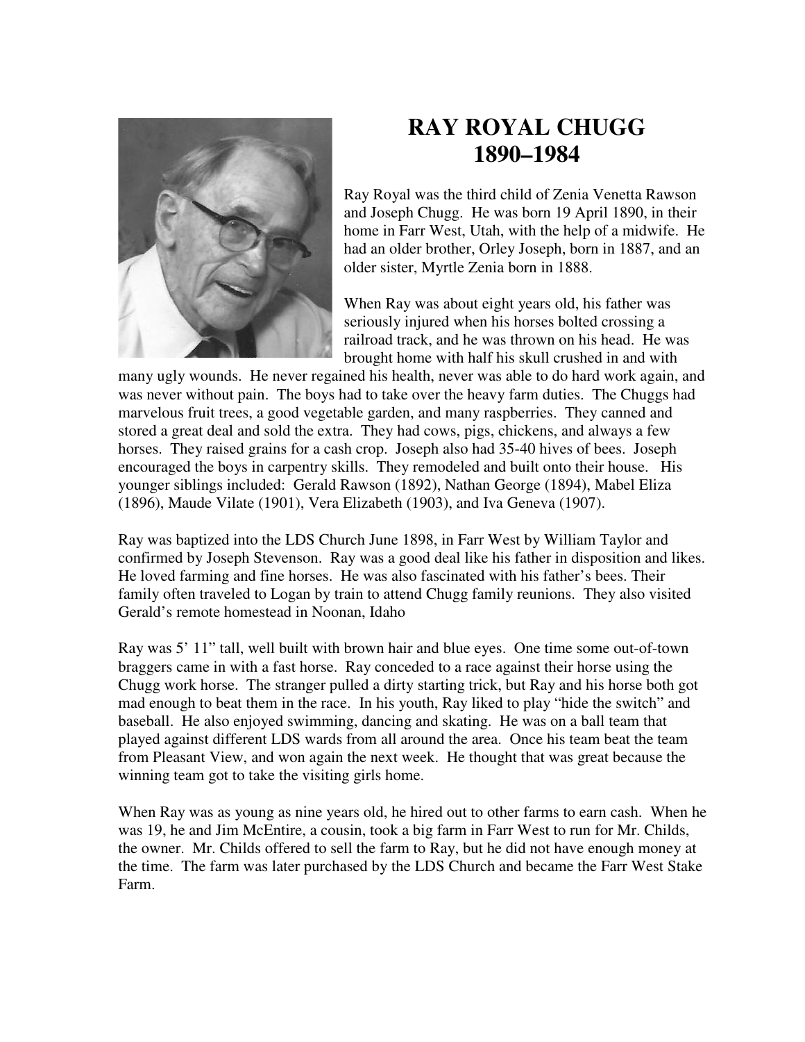# RAY ROYAL CHUGG
# 1890–1984

Ray Royal was the third child of Zenia Venetta Rawson and Joseph Chugg. He was born 19 April 1890, in their home in Farr West, Utah, with the help of a midwife. He had an older brother, Orley Joseph, born in 1887, and an older sister, Myrtle Zenia born in 1888.

When Ray was about eight years old, his father was seriously injured when his horses bolted crossing a railroad track, and he was thrown on his head. He was brought home with half his skull crushed in and with many ugly wounds. He never regained his health, never was able to do hard work again, and was never without pain. The boys had to take over the heavy farm duties. The Chuggs had marvelous fruit trees, a good vegetable garden, and many raspberries. They canned and stored a great deal and sold the extra. They had cows, pigs, chickens, and always a few horses. They raised grains for a cash crop. Joseph also had 35-40 hives of bees. Joseph encouraged the boys in carpentry skills. They remodeled and built onto their house. His younger siblings included: Gerald Rawson (1892), Nathan George (1894), Mabel Eliza (1896), Maude Vilate (1901), Vera Elizabeth (1903), and Iva Geneva (1907).

Ray was baptized into the LDS Church June 1898, in Farr West by William Taylor and confirmed by Joseph Stevenson. Ray was a good deal like his father in disposition and likes. He loved farming and fine horses. He was also fascinated with his father's bees. Their family often traveled to Logan by train to attend Chugg family reunions. They also visited Gerald's remote homestead in Noonan, Idaho

Ray was 5' 11" tall, well built with brown hair and blue eyes. One time some out-of-town braggers came in with a fast horse. Ray conceded to a race against their horse using the Chugg work horse. The stranger pulled a dirty starting trick, but Ray and his horse both got mad enough to beat them in the race. In his youth, Ray liked to play "hide the switch" and baseball. He also enjoyed swimming, dancing and skating. He was on a ball team that played against different LDS wards from all around the area. Once his team beat the team from Pleasant View, and won again the next week. He thought that was great because the winning team got to take the visiting girls home.

When Ray was as young as nine years old, he hired out to other farms to earn cash. When he was 19, he and Jim McEntire, a cousin, took a big farm in Farr West to run for Mr. Childs, the owner. Mr. Childs offered to sell the farm to Ray, but he did not have enough money at the time. The farm was later purchased by the LDS Church and became the Farr West Stake Farm.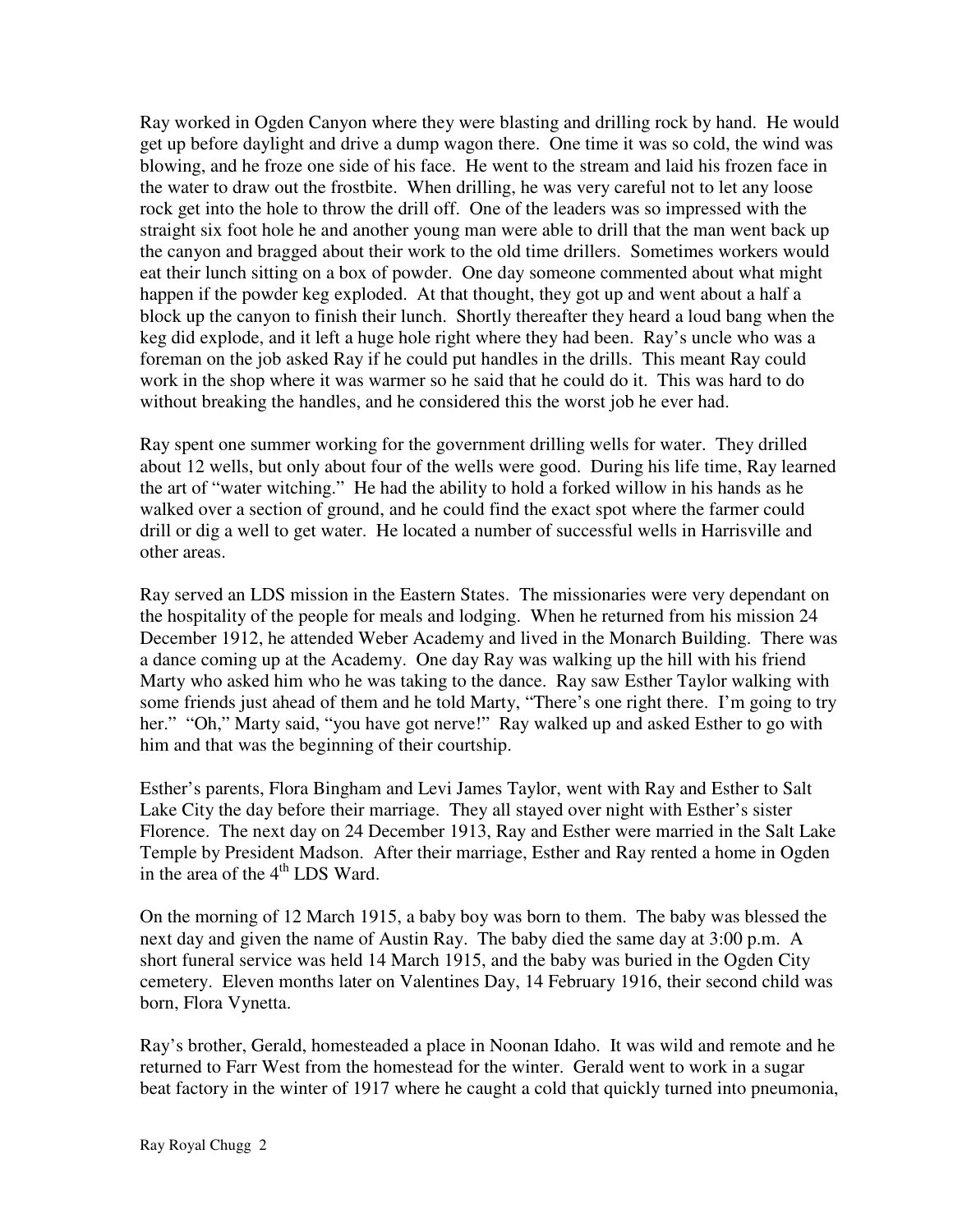Ray worked in Ogden Canyon where they were blasting and drilling rock by hand. He would get up before daylight and drive a dump wagon there. One time it was so cold, the wind was blowing, and he froze one side of his face. He went to the stream and laid his frozen face in the water to draw out the frostbite. When drilling, he was very careful not to let any loose rock get into the hole to throw the drill off. One of the leaders was so impressed with the straight six foot hole he and another young man were able to drill that the man went back up the canyon and bragged about their work to the old time drillers. Sometimes workers would eat their lunch sitting on a box of powder. One day someone commented about what might happen if the powder keg exploded. At that thought, they got up and went about a half a block up the canyon to finish their lunch. Shortly thereafter they heard a loud bang when the keg did explode, and it left a huge hole right where they had been. Ray's uncle who was a foreman on the job asked Ray if he could put handles in the drills. This meant Ray could work in the shop where it was warmer so he said that he could do it. This was hard to do without breaking the handles, and he considered this the worst job he ever had.

Ray spent one summer working for the government drilling wells for water. They drilled about 12 wells, but only about four of the wells were good. During his life time, Ray learned the art of "water witching." He had the ability to hold a forked willow in his hands as he walked over a section of ground, and he could find the exact spot where the farmer could drill or dig a well to get water. He located a number of successful wells in Harrisville and other areas.

Ray served an LDS mission in the Eastern States. The missionaries were very dependant on the hospitality of the people for meals and lodging. When he returned from his mission 24 December 1912, he attended Weber Academy and lived in the Monarch Building. There was a dance coming up at the Academy. One day Ray was walking up the hill with his friend Marty who asked him who he was taking to the dance. Ray saw Esther Taylor walking with some friends just ahead of them and he told Marty, "There's one right there. I'm going to try her." "Oh," Marty said, "you have got nerve!" Ray walked up and asked Esther to go with him and that was the beginning of their courtship.

Esther's parents, Flora Bingham and Levi James Taylor, went with Ray and Esther to Salt Lake City the day before their marriage. They all stayed over night with Esther's sister Florence. The next day on 24 December 1913, Ray and Esther were married in the Salt Lake Temple by President Madson. After their marriage, Esther and Ray rented a home in Ogden in the area of the 4th LDS Ward.

On the morning of 12 March 1915, a baby boy was born to them. The baby was blessed the next day and given the name of Austin Ray. The baby died the same day at 3:00 p.m. A short funeral service was held 14 March 1915, and the baby was buried in the Ogden City cemetery. Eleven months later on Valentines Day, 14 February 1916, their second child was born, Flora Vynetta.

Ray's brother, Gerald, homesteaded a place in Noonan Idaho. It was wild and remote and he returned to Farr West from the homestead for the winter. Gerald went to work in a sugar beat factory in the winter of 1917 where he caught a cold that quickly turned into pneumonia,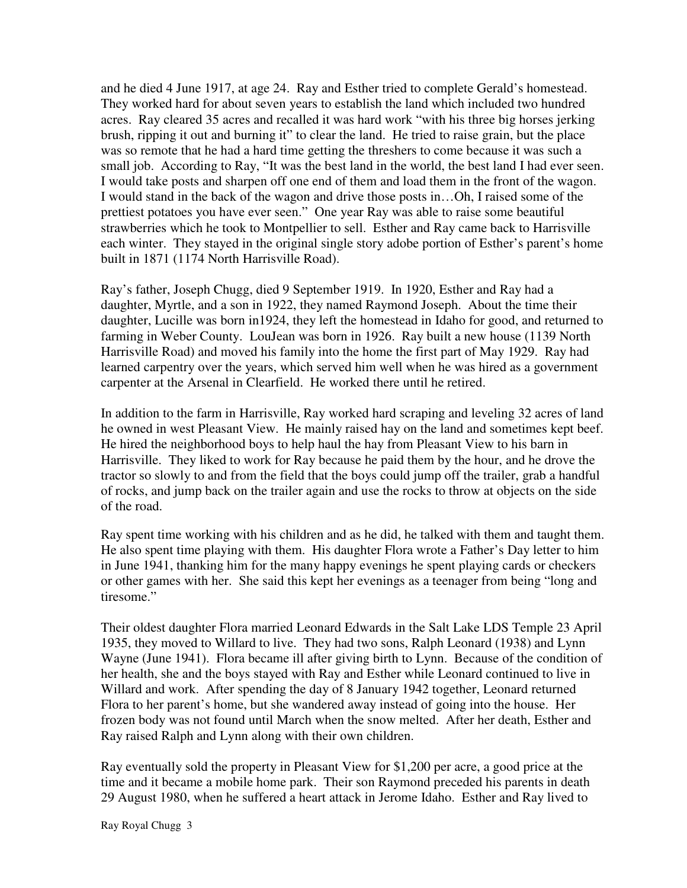and he died 4 June 1917, at age 24. Ray and Esther tried to complete Gerald's homestead. They worked hard for about seven years to establish the land which included two hundred acres. Ray cleared 35 acres and recalled it was hard work "with his three big horses jerking brush, ripping it out and burning it" to clear the land. He tried to raise grain, but the place was so remote that he had a hard time getting the threshers to come because it was such a small job. According to Ray, "It was the best land in the world, the best land I had ever seen. I would take posts and sharpen off one end of them and load them in the front of the wagon. I would stand in the back of the wagon and drive those posts in…Oh, I raised some of the prettiest potatoes you have ever seen." One year Ray was able to raise some beautiful strawberries which he took to Montpellier to sell. Esther and Ray came back to Harrisville each winter. They stayed in the original single story adobe portion of Esther's parent's home built in 1871 (1174 North Harrisville Road).

Ray's father, Joseph Chugg, died 9 September 1919. In 1920, Esther and Ray had a daughter, Myrtle, and a son in 1922, they named Raymond Joseph. About the time their daughter, Lucille was born in1924, they left the homestead in Idaho for good, and returned to farming in Weber County. LouJean was born in 1926. Ray built a new house (1139 North Harrisville Road) and moved his family into the home the first part of May 1929. Ray had learned carpentry over the years, which served him well when he was hired as a government carpenter at the Arsenal in Clearfield. He worked there until he retired.

In addition to the farm in Harrisville, Ray worked hard scraping and leveling 32 acres of land he owned in west Pleasant View. He mainly raised hay on the land and sometimes kept beef. He hired the neighborhood boys to help haul the hay from Pleasant View to his barn in Harrisville. They liked to work for Ray because he paid them by the hour, and he drove the tractor so slowly to and from the field that the boys could jump off the trailer, grab a handful of rocks, and jump back on the trailer again and use the rocks to throw at objects on the side of the road.

Ray spent time working with his children and as he did, he talked with them and taught them. He also spent time playing with them. His daughter Flora wrote a Father's Day letter to him in June 1941, thanking him for the many happy evenings he spent playing cards or checkers or other games with her. She said this kept her evenings as a teenager from being "long and tiresome."

Their oldest daughter Flora married Leonard Edwards in the Salt Lake LDS Temple 23 April 1935, they moved to Willard to live. They had two sons, Ralph Leonard (1938) and Lynn Wayne (June 1941). Flora became ill after giving birth to Lynn. Because of the condition of her health, she and the boys stayed with Ray and Esther while Leonard continued to live in Willard and work. After spending the day of 8 January 1942 together, Leonard returned Flora to her parent's home, but she wandered away instead of going into the house. Her frozen body was not found until March when the snow melted. After her death, Esther and Ray raised Ralph and Lynn along with their own children.

Ray eventually sold the property in Pleasant View for $1,200 per acre, a good price at the time and it became a mobile home park. Their son Raymond preceded his parents in death 29 August 1980, when he suffered a heart attack in Jerome Idaho. Esther and Ray lived to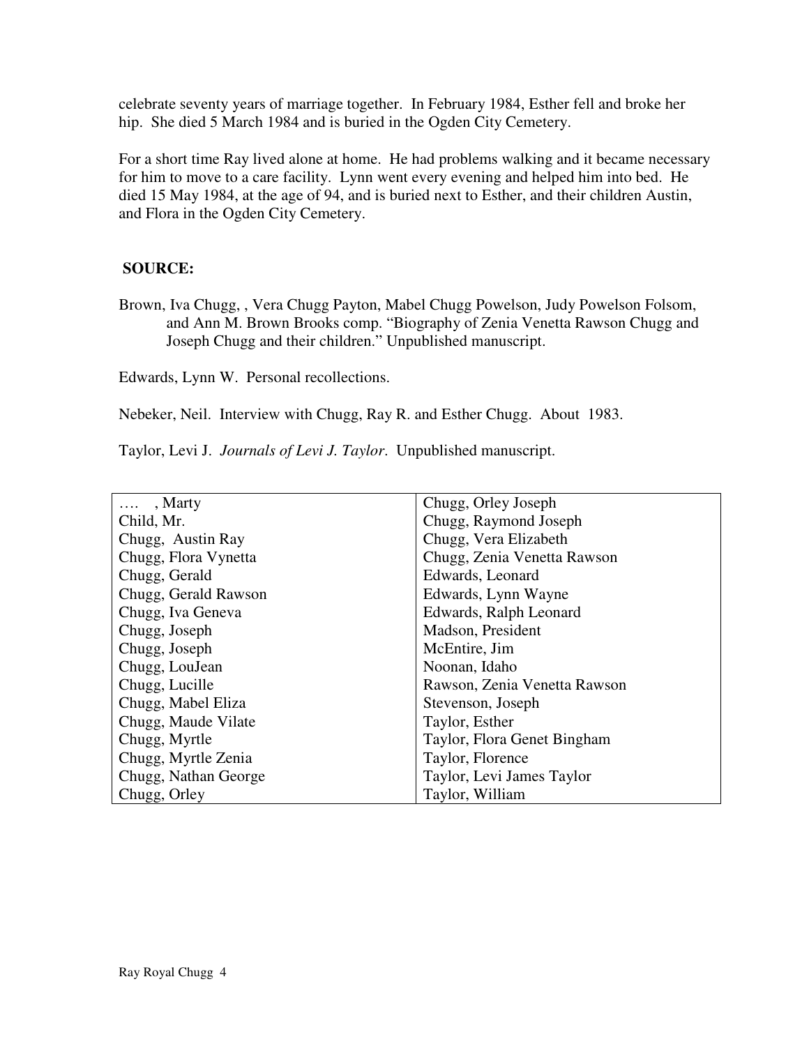celebrate seventy years of marriage together. In February 1984, Esther fell and broke her hip. She died 5 March 1984 and is buried in the Ogden City Cemetery.

For a short time Ray lived alone at home. He had problems walking and it became necessary for him to move to a care facility. Lynn went every evening and helped him into bed. He died 15 May 1984, at the age of 94, and is buried next to Esther, and their children Austin, and Flora in the Ogden City Cemetery.

**SOURCE:**

Brown, Iva Chugg, , Vera Chugg Payton, Mabel Chugg Powelson, Judy Powelson Folsom, and Ann M. Brown Brooks comp. "Biography of Zenia Venetta Rawson Chugg and Joseph Chugg and their children." Unpublished manuscript.

Edwards, Lynn W. Personal recollections.

Nebeker, Neil. Interview with Chugg, Ray R. and Esther Chugg. About 1983.

Taylor, Levi J. *Journals of Levi J. Taylor*. Unpublished manuscript.

| | |
|---|---|
| …. , Marty | Chugg, Orley Joseph |
| Child, Mr. | Chugg, Raymond Joseph |
| Chugg, Austin Ray | Chugg, Vera Elizabeth |
| Chugg, Flora Vynetta | Chugg, Zenia Venetta Rawson |
| Chugg, Gerald | Edwards, Leonard |
| Chugg, Gerald Rawson | Edwards, Lynn Wayne |
| Chugg, Iva Geneva | Edwards, Ralph Leonard |
| Chugg, Joseph | Madson, President |
| Chugg, Joseph | McEntire, Jim |
| Chugg, LouJean | Noonan, Idaho |
| Chugg, Lucille | Rawson, Zenia Venetta Rawson |
| Chugg, Mabel Eliza | Stevenson, Joseph |
| Chugg, Maude Vilate | Taylor, Esther |
| Chugg, Myrtle | Taylor, Flora Genet Bingham |
| Chugg, Myrtle Zenia | Taylor, Florence |
| Chugg, Nathan George | Taylor, Levi James Taylor |
| Chugg, Orley | Taylor, William |